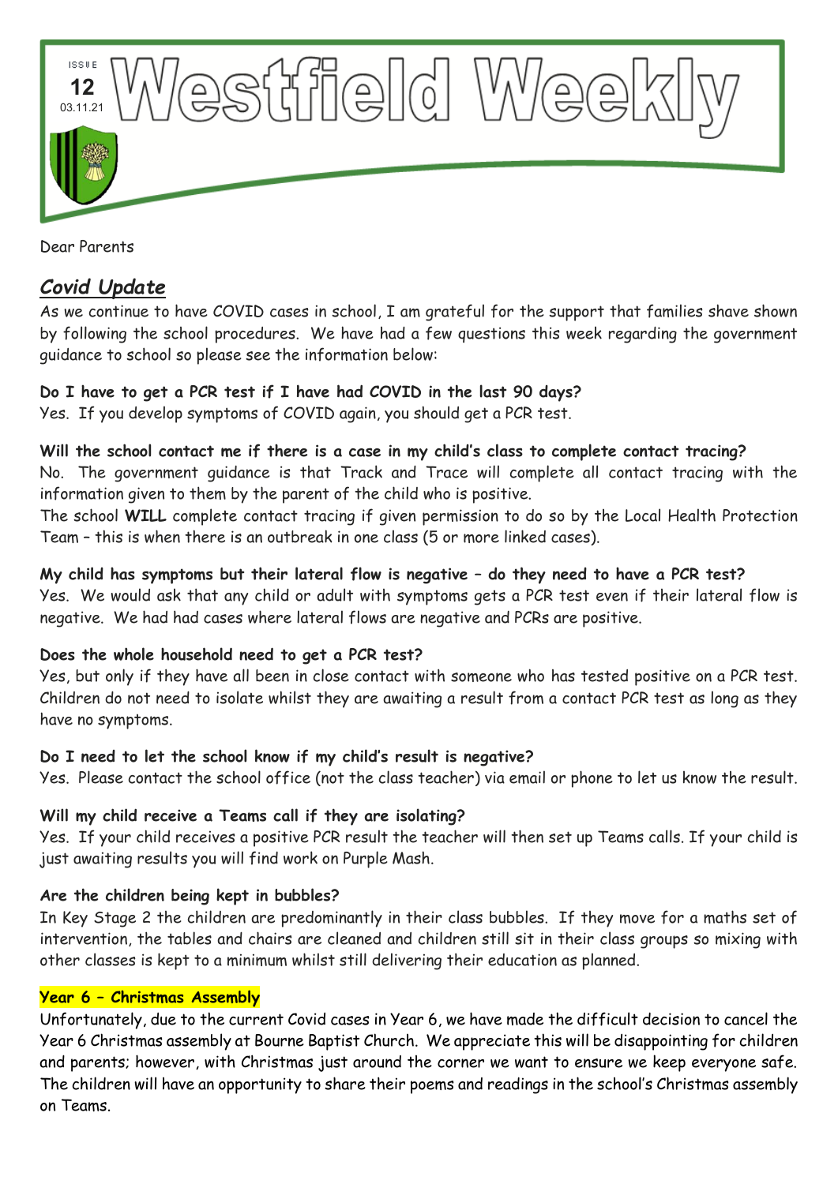# Westfield Weekly

ISSUE 12
03.11.21

Dear Parents

## *Covid Update*

As we continue to have COVID cases in school, I am grateful for the support that families shave shown by following the school procedures. We have had a few questions this week regarding the government guidance to school so please see the information below:

**Do I have to get a PCR test if I have had COVID in the last 90 days?**
Yes. If you develop symptoms of COVID again, you should get a PCR test.

**Will the school contact me if there is a case in my child's class to complete contact tracing?**
No. The government guidance is that Track and Trace will complete all contact tracing with the information given to them by the parent of the child who is positive.
The school **WILL** complete contact tracing if given permission to do so by the Local Health Protection Team – this is when there is an outbreak in one class (5 or more linked cases).

**My child has symptoms but their lateral flow is negative – do they need to have a PCR test?**
Yes. We would ask that any child or adult with symptoms gets a PCR test even if their lateral flow is negative. We had had cases where lateral flows are negative and PCRs are positive.

**Does the whole household need to get a PCR test?**
Yes, but only if they have all been in close contact with someone who has tested positive on a PCR test. Children do not need to isolate whilst they are awaiting a result from a contact PCR test as long as they have no symptoms.

**Do I need to let the school know if my child's result is negative?**
Yes. Please contact the school office (not the class teacher) via email or phone to let us know the result.

**Will my child receive a Teams call if they are isolating?**
Yes. If your child receives a positive PCR result the teacher will then set up Teams calls. If your child is just awaiting results you will find work on Purple Mash.

**Are the children being kept in bubbles?**
In Key Stage 2 the children are predominantly in their class bubbles. If they move for a maths set of intervention, the tables and chairs are cleaned and children still sit in their class groups so mixing with other classes is kept to a minimum whilst still delivering their education as planned.

**Year 6 – Christmas Assembly**

Unfortunately, due to the current Covid cases in Year 6, we have made the difficult decision to cancel the Year 6 Christmas assembly at Bourne Baptist Church. We appreciate this will be disappointing for children and parents; however, with Christmas just around the corner we want to ensure we keep everyone safe. The children will have an opportunity to share their poems and readings in the school's Christmas assembly on Teams.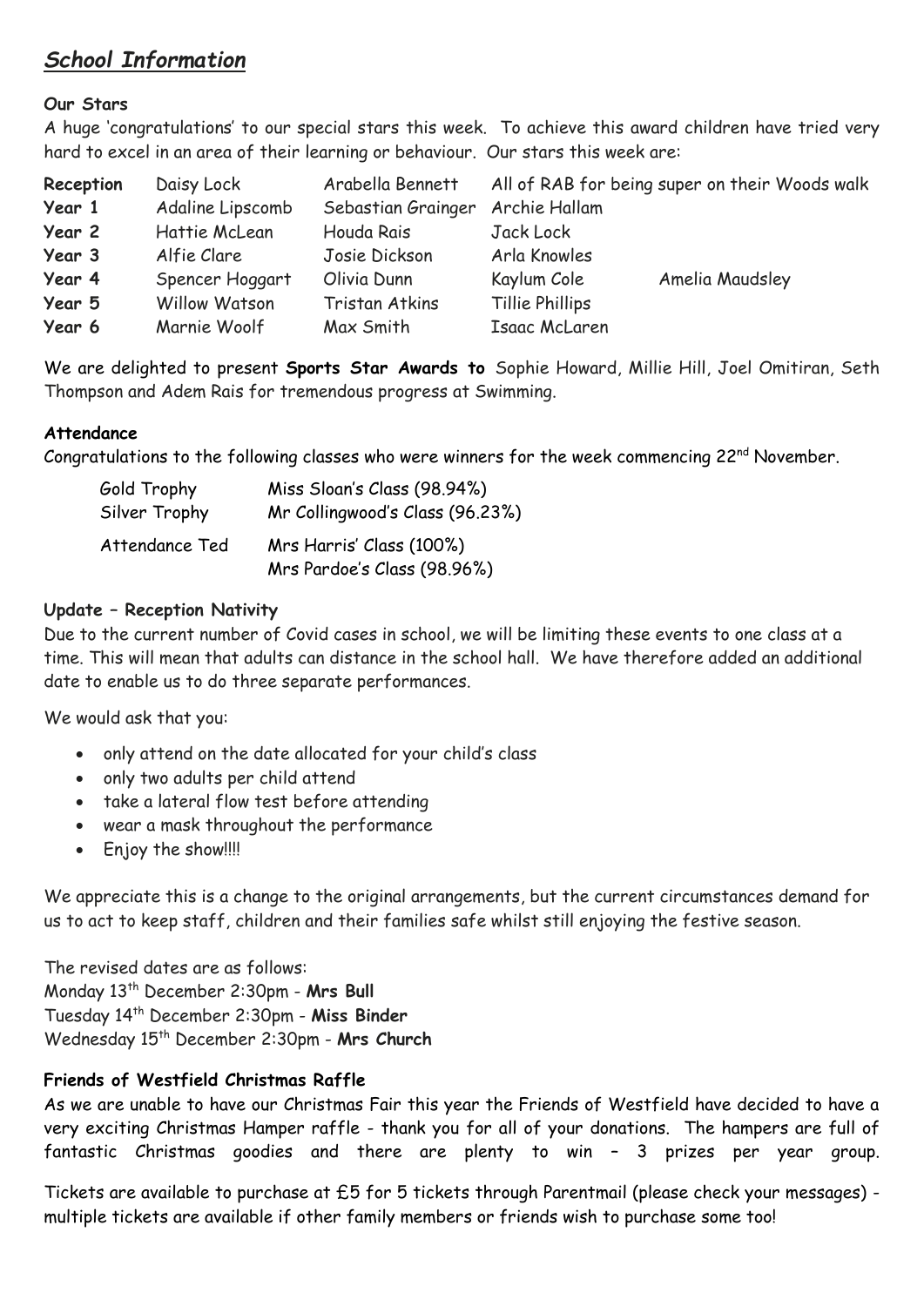# *School Information*

**Our Stars**

A huge 'congratulations' to our special stars this week. To achieve this award children have tried very hard to excel in an area of their learning or behaviour. Our stars this week are:

| | | | | |
|---|---|---|---|---|
| **Reception** | Daisy Lock | Arabella Bennett | All of RAB for being super on their Woods walk | |
| **Year 1** | Adaline Lipscomb | Sebastian Grainger | Archie Hallam | |
| **Year 2** | Hattie McLean | Houda Rais | Jack Lock | |
| **Year 3** | Alfie Clare | Josie Dickson | Arla Knowles | |
| **Year 4** | Spencer Hoggart | Olivia Dunn | Kaylum Cole | Amelia Maudsley |
| **Year 5** | Willow Watson | Tristan Atkins | Tillie Phillips | |
| **Year 6** | Marnie Woolf | Max Smith | Isaac McLaren | |

We are delighted to present **Sports Star Awards to** Sophie Howard, Millie Hill, Joel Omitiran, Seth Thompson and Adem Rais for tremendous progress at Swimming.

**Attendance**

Congratulations to the following classes who were winners for the week commencing 22nd November.

| | |
|---|---|
| Gold Trophy | Miss Sloan's Class (98.94%) |
| Silver Trophy | Mr Collingwood's Class (96.23%) |
| Attendance Ted | Mrs Harris' Class (100%)<br>Mrs Pardoe's Class (98.96%) |

**Update – Reception Nativity**

Due to the current number of Covid cases in school, we will be limiting these events to one class at a time. This will mean that adults can distance in the school hall. We have therefore added an additional date to enable us to do three separate performances.

We would ask that you:

- only attend on the date allocated for your child's class
- only two adults per child attend
- take a lateral flow test before attending
- wear a mask throughout the performance
- Enjoy the show!!!!

We appreciate this is a change to the original arrangements, but the current circumstances demand for us to act to keep staff, children and their families safe whilst still enjoying the festive season.

The revised dates are as follows:
Monday 13th December 2:30pm - **Mrs Bull**
Tuesday 14th December 2:30pm - **Miss Binder**
Wednesday 15th December 2:30pm - **Mrs Church**

**Friends of Westfield Christmas Raffle**

As we are unable to have our Christmas Fair this year the Friends of Westfield have decided to have a very exciting Christmas Hamper raffle - thank you for all of your donations. The hampers are full of fantastic Christmas goodies and there are plenty to win – 3 prizes per year group.

Tickets are available to purchase at £5 for 5 tickets through Parentmail (please check your messages) - multiple tickets are available if other family members or friends wish to purchase some too!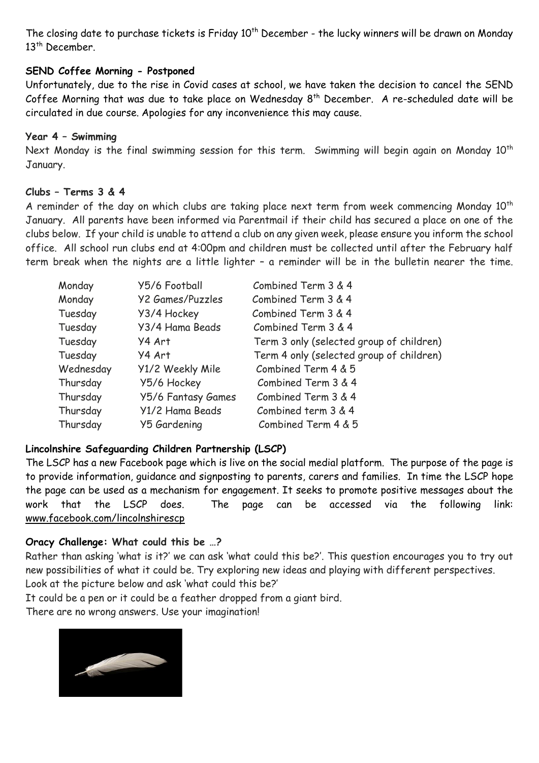The closing date to purchase tickets is Friday 10th December - the lucky winners will be drawn on Monday 13th December.

**SEND Coffee Morning - Postponed**

Unfortunately, due to the rise in Covid cases at school, we have taken the decision to cancel the SEND Coffee Morning that was due to take place on Wednesday 8th December. A re-scheduled date will be circulated in due course. Apologies for any inconvenience this may cause.

**Year 4 – Swimming**

Next Monday is the final swimming session for this term. Swimming will begin again on Monday 10th January.

**Clubs – Terms 3 & 4**

A reminder of the day on which clubs are taking place next term from week commencing Monday 10th January. All parents have been informed via Parentmail if their child has secured a place on one of the clubs below. If your child is unable to attend a club on any given week, please ensure you inform the school office. All school run clubs end at 4:00pm and children must be collected until after the February half term break when the nights are a little lighter – a reminder will be in the bulletin nearer the time.

| | | |
|---|---|---|
| Monday | Y5/6 Football | Combined Term 3 & 4 |
| Monday | Y2 Games/Puzzles | Combined Term 3 & 4 |
| Tuesday | Y3/4 Hockey | Combined Term 3 & 4 |
| Tuesday | Y3/4 Hama Beads | Combined Term 3 & 4 |
| Tuesday | Y4 Art | Term 3 only (selected group of children) |
| Tuesday | Y4 Art | Term 4 only (selected group of children) |
| Wednesday | Y1/2 Weekly Mile | Combined Term 4 & 5 |
| Thursday | Y5/6 Hockey | Combined Term 3 & 4 |
| Thursday | Y5/6 Fantasy Games | Combined Term 3 & 4 |
| Thursday | Y1/2 Hama Beads | Combined term 3 & 4 |
| Thursday | Y5 Gardening | Combined Term 4 & 5 |

**Lincolnshire Safeguarding Children Partnership (LSCP)**

The LSCP has a new Facebook page which is live on the social medial platform. The purpose of the page is to provide information, guidance and signposting to parents, carers and families. In time the LSCP hope the page can be used as a mechanism for engagement. It seeks to promote positive messages about the work that the LSCP does. The page can be accessed via the following link: www.facebook.com/lincolnshirescp

**Oracy Challenge: What could this be …?**

Rather than asking 'what is it?' we can ask 'what could this be?'. This question encourages you to try out new possibilities of what it could be. Try exploring new ideas and playing with different perspectives.
Look at the picture below and ask 'what could this be?'
It could be a pen or it could be a feather dropped from a giant bird.
There are no wrong answers. Use your imagination!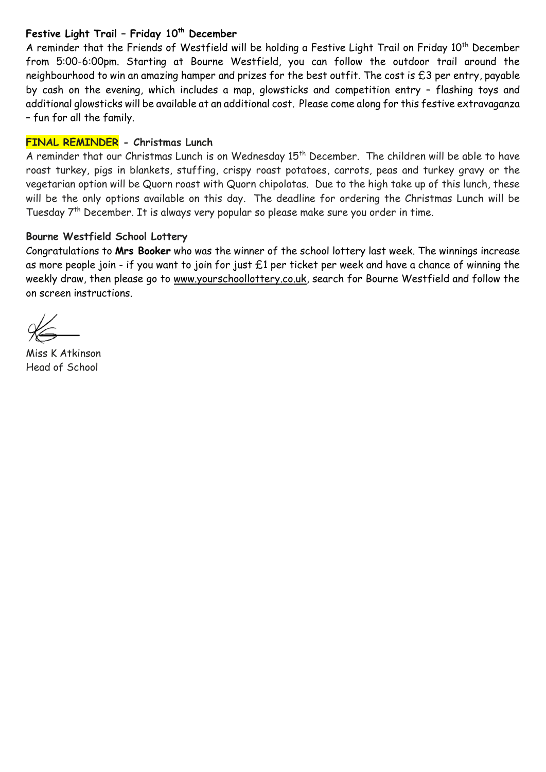**Festive Light Trail – Friday 10th December**

A reminder that the Friends of Westfield will be holding a Festive Light Trail on Friday 10th December from 5:00-6:00pm. Starting at Bourne Westfield, you can follow the outdoor trail around the neighbourhood to win an amazing hamper and prizes for the best outfit. The cost is £3 per entry, payable by cash on the evening, which includes a map, glowsticks and competition entry – flashing toys and additional glowsticks will be available at an additional cost. Please come along for this festive extravaganza – fun for all the family.

**FINAL REMINDER - Christmas Lunch**

A reminder that our Christmas Lunch is on Wednesday 15th December. The children will be able to have roast turkey, pigs in blankets, stuffing, crispy roast potatoes, carrots, peas and turkey gravy or the vegetarian option will be Quorn roast with Quorn chipolatas. Due to the high take up of this lunch, these will be the only options available on this day. The deadline for ordering the Christmas Lunch will be Tuesday 7th December. It is always very popular so please make sure you order in time.

**Bourne Westfield School Lottery**

Congratulations to **Mrs Booker** who was the winner of the school lottery last week. The winnings increase as more people join - if you want to join for just £1 per ticket per week and have a chance of winning the weekly draw, then please go to www.yourschoollottery.co.uk, search for Bourne Westfield and follow the on screen instructions.

Miss K Atkinson
Head of School